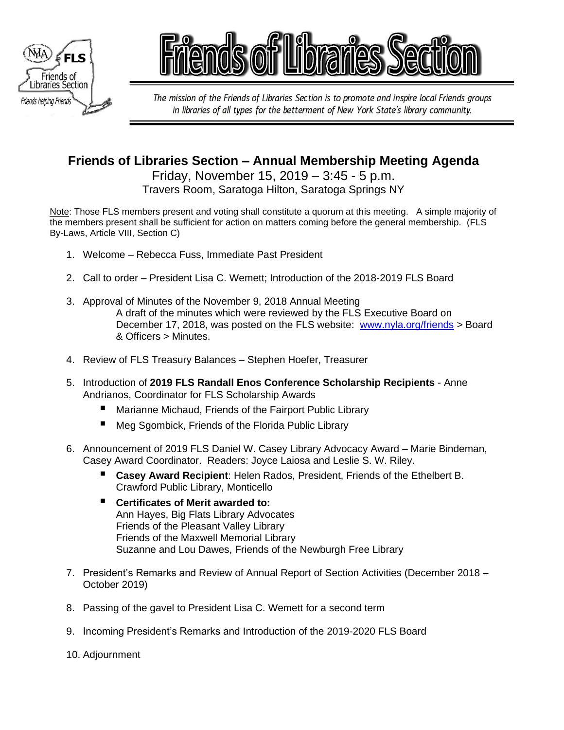# Friends of Libraries Section

*The mission of the Friends of Libraries Section is to promote and inspire local Friends groups in libraries of all types for the betterment of New York State's library community.*

## Friends of Libraries Section – Annual Membership Meeting Agenda

Friday, November 15, 2019 – 3:45 - 5 p.m.
Travers Room, Saratoga Hilton, Saratoga Springs NY

Note: Those FLS members present and voting shall constitute a quorum at this meeting. A simple majority of the members present shall be sufficient for action on matters coming before the general membership. (FLS By-Laws, Article VIII, Section C)

1. Welcome – Rebecca Fuss, Immediate Past President
2. Call to order – President Lisa C. Wemett; Introduction of the 2018-2019 FLS Board
3. Approval of Minutes of the November 9, 2018 Annual Meeting
   A draft of the minutes which were reviewed by the FLS Executive Board on December 17, 2018, was posted on the FLS website: www.nyla.org/friends > Board & Officers > Minutes.
4. Review of FLS Treasury Balances – Stephen Hoefer, Treasurer
5. Introduction of **2019 FLS Randall Enos Conference Scholarship Recipients** - Anne Andrianos, Coordinator for FLS Scholarship Awards
   - Marianne Michaud, Friends of the Fairport Public Library
   - Meg Sgombick, Friends of the Florida Public Library
6. Announcement of 2019 FLS Daniel W. Casey Library Advocacy Award – Marie Bindeman, Casey Award Coordinator. Readers: Joyce Laiosa and Leslie S. W. Riley.
   - **Casey Award Recipient**: Helen Rados, President, Friends of the Ethelbert B. Crawford Public Library, Monticello
   - **Certificates of Merit awarded to:**
     Ann Hayes, Big Flats Library Advocates
     Friends of the Pleasant Valley Library
     Friends of the Maxwell Memorial Library
     Suzanne and Lou Dawes, Friends of the Newburgh Free Library
7. President's Remarks and Review of Annual Report of Section Activities (December 2018 – October 2019)
8. Passing of the gavel to President Lisa C. Wemett for a second term
9. Incoming President's Remarks and Introduction of the 2019-2020 FLS Board
10. Adjournment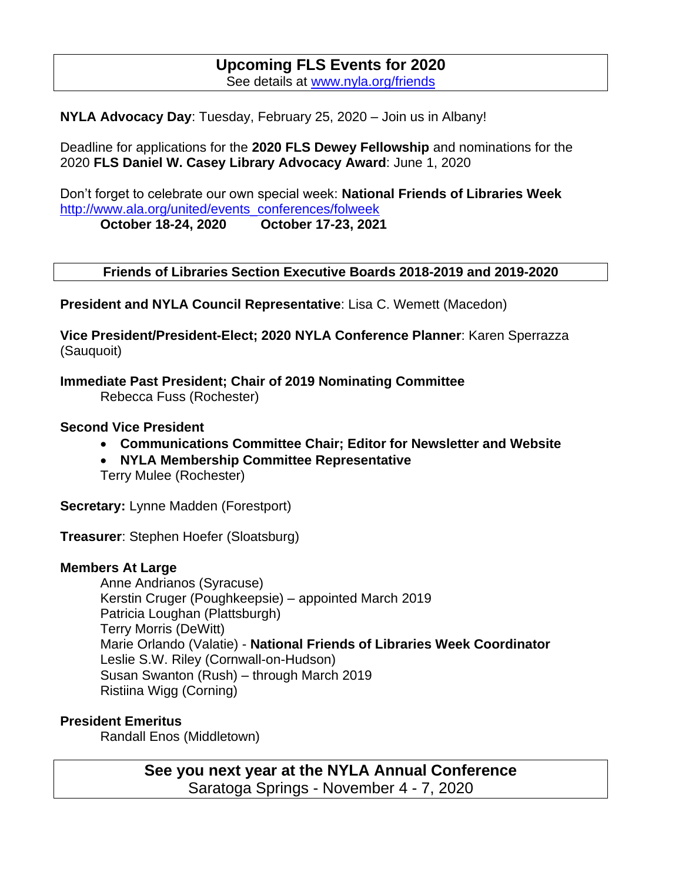## Upcoming FLS Events for 2020

See details at www.nyla.org/friends

**NYLA Advocacy Day**: Tuesday, February 25, 2020 – Join us in Albany!

Deadline for applications for the **2020 FLS Dewey Fellowship** and nominations for the 2020 **FLS Daniel W. Casey Library Advocacy Award**: June 1, 2020

Don't forget to celebrate our own special week: **National Friends of Libraries Week**
http://www.ala.org/united/events_conferences/folweek

**October 18-24, 2020 October 17-23, 2021**

## Friends of Libraries Section Executive Boards 2018-2019 and 2019-2020

**President and NYLA Council Representative**: Lisa C. Wemett (Macedon)

**Vice President/President-Elect; 2020 NYLA Conference Planner**: Karen Sperrazza (Sauquoit)

**Immediate Past President; Chair of 2019 Nominating Committee**
Rebecca Fuss (Rochester)

**Second Vice President**

- **Communications Committee Chair; Editor for Newsletter and Website**
- **NYLA Membership Committee Representative**

Terry Mulee (Rochester)

**Secretary:** Lynne Madden (Forestport)

**Treasurer**: Stephen Hoefer (Sloatsburg)

**Members At Large**

Anne Andrianos (Syracuse)
Kerstin Cruger (Poughkeepsie) – appointed March 2019
Patricia Loughan (Plattsburgh)
Terry Morris (DeWitt)
Marie Orlando (Valatie) - **National Friends of Libraries Week Coordinator**
Leslie S.W. Riley (Cornwall-on-Hudson)
Susan Swanton (Rush) – through March 2019
Ristiina Wigg (Corning)

**President Emeritus**

Randall Enos (Middletown)

## See you next year at the NYLA Annual Conference

Saratoga Springs - November 4 - 7, 2020